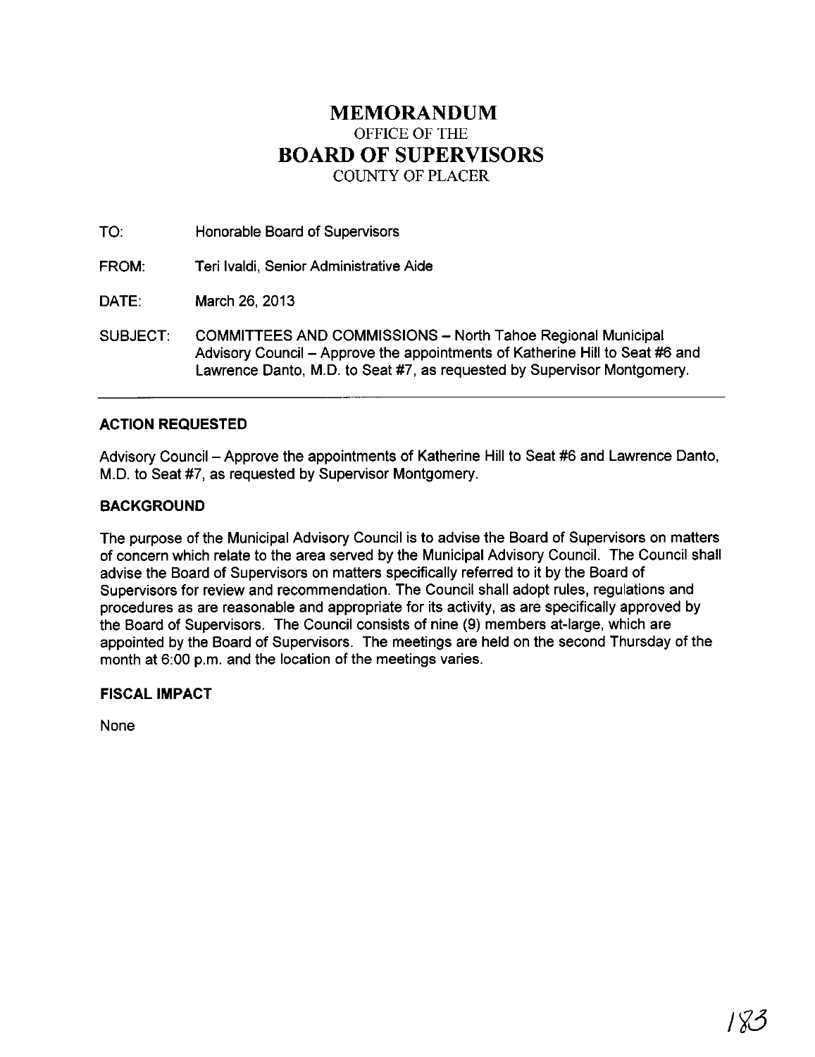# MEMORANDUM

OFFICE OF THE

# BOARD OF SUPERVISORS

COUNTY OF PLACER

TO: Honorable Board of Supervisors

FROM: Teri Ivaldi, Senior Administrative Aide

DATE: March 26, 2013

SUBJECT: COMMITTEES AND COMMISSIONS – North Tahoe Regional Municipal Advisory Council – Approve the appointments of Katherine Hill to Seat #6 and Lawrence Danto, M.D. to Seat #7, as requested by Supervisor Montgomery.

---

## ACTION REQUESTED

Advisory Council – Approve the appointments of Katherine Hill to Seat #6 and Lawrence Danto, M.D. to Seat #7, as requested by Supervisor Montgomery.

## BACKGROUND

The purpose of the Municipal Advisory Council is to advise the Board of Supervisors on matters of concern which relate to the area served by the Municipal Advisory Council. The Council shall advise the Board of Supervisors on matters specifically referred to it by the Board of Supervisors for review and recommendation. The Council shall adopt rules, regulations and procedures as are reasonable and appropriate for its activity, as are specifically approved by the Board of Supervisors. The Council consists of nine (9) members at-large, which are appointed by the Board of Supervisors. The meetings are held on the second Thursday of the month at 6:00 p.m. and the location of the meetings varies.

## FISCAL IMPACT

None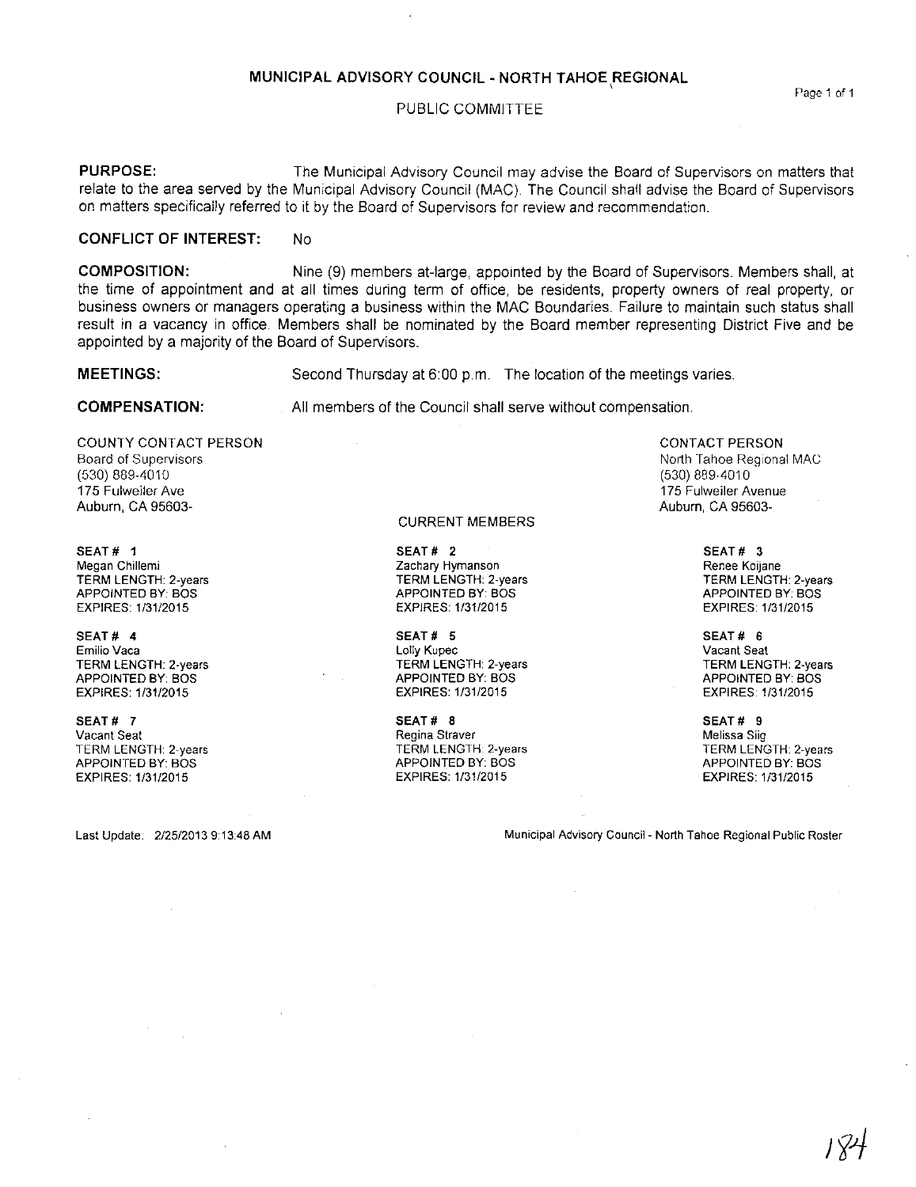# MUNICIPAL ADVISORY COUNCIL - NORTH TAHOE REGIONAL

## PUBLIC COMMITTEE

**PURPOSE:** The Municipal Advisory Council may advise the Board of Supervisors on matters that relate to the area served by the Municipal Advisory Council (MAC). The Council shall advise the Board of Supervisors on matters specifically referred to it by the Board of Supervisors for review and recommendation.

**CONFLICT OF INTEREST:** No

**COMPOSITION:** Nine (9) members at-large, appointed by the Board of Supervisors. Members shall, at the time of appointment and at all times during term of office, be residents, property owners of real property, or business owners or managers operating a business within the MAC Boundaries. Failure to maintain such status shall result in a vacancy in office. Members shall be nominated by the Board member representing District Five and be appointed by a majority of the Board of Supervisors.

**MEETINGS:** Second Thursday at 6:00 p.m. The location of the meetings varies.

**COMPENSATION:** All members of the Council shall serve without compensation.

COUNTY CONTACT PERSON
Board of Supervisors
(530) 889-4010
175 Fulweiler Ave
Auburn, CA 95603-

CONTACT PERSON
North Tahoe Regional MAC
(530) 889-4010
175 Fulweiler Avenue
Auburn, CA 95603-

### CURRENT MEMBERS

**SEAT # 1**
Megan Chillemi
TERM LENGTH: 2-years
APPOINTED BY: BOS
EXPIRES: 1/31/2015

**SEAT # 2**
Zachary Hymanson
TERM LENGTH: 2-years
APPOINTED BY: BOS
EXPIRES: 1/31/2015

**SEAT # 3**
Renee Koijane
TERM LENGTH: 2-years
APPOINTED BY: BOS
EXPIRES: 1/31/2015

**SEAT # 4**
Emilio Vaca
TERM LENGTH: 2-years
APPOINTED BY: BOS
EXPIRES: 1/31/2015

**SEAT # 5**
Lolly Kupec
TERM LENGTH: 2-years
APPOINTED BY: BOS
EXPIRES: 1/31/2015

**SEAT # 6**
Vacant Seat
TERM LENGTH: 2-years
APPOINTED BY: BOS
EXPIRES: 1/31/2015

**SEAT # 7**
Vacant Seat
TERM LENGTH: 2-years
APPOINTED BY: BOS
EXPIRES: 1/31/2015

**SEAT # 8**
Regina Straver
TERM LENGTH: 2-years
APPOINTED BY: BOS
EXPIRES: 1/31/2015

**SEAT # 9**
Melissa Siig
TERM LENGTH: 2-years
APPOINTED BY: BOS
EXPIRES: 1/31/2015

Last Update: 2/25/2013 9:13:48 AM

Municipal Advisory Council - North Tahoe Regional Public Roster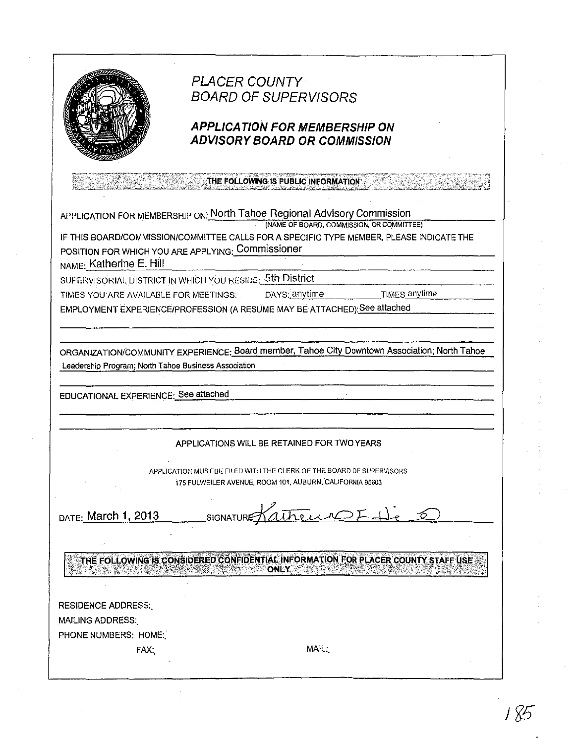# PLACER COUNTY
## BOARD OF SUPERVISORS

### APPLICATION FOR MEMBERSHIP ON ADVISORY BOARD OR COMMISSION

**THE FOLLOWING IS PUBLIC INFORMATION**

APPLICATION FOR MEMBERSHIP ON: North Tahoe Regional Advisory Commission
(NAME OF BOARD, COMMISSION, OR COMMITTEE)

IF THIS BOARD/COMMISSION/COMMITTEE CALLS FOR A SPECIFIC TYPE MEMBER, PLEASE INDICATE THE POSITION FOR WHICH YOU ARE APPLYING: Commissioner

NAME: Katherine E. Hill

SUPERVISORIAL DISTRICT IN WHICH YOU RESIDE: 5th District

TIMES YOU ARE AVAILABLE FOR MEETINGS: DAYS: anytime TIMES anytime

EMPLOYMENT EXPERIENCE/PROFESSION (A RESUME MAY BE ATTACHED): See attached

ORGANIZATION/COMMUNITY EXPERIENCE: Board member, Tahoe City Downtown Association; North Tahoe Leadership Program; North Tahoe Business Association

EDUCATIONAL EXPERIENCE: See attached

APPLICATIONS WILL BE RETAINED FOR TWO YEARS

APPLICATION MUST BE FILED WITH THE CLERK OF THE BOARD OF SUPERVISORS
175 FULWEILER AVENUE, ROOM 101, AUBURN, CALIFORNIA 95603

DATE: March 1, 2013 SIGNATURE: Katherine E Hill

**THE FOLLOWING IS CONSIDERED CONFIDENTIAL INFORMATION FOR PLACER COUNTY STAFF USE ONLY**

RESIDENCE ADDRESS:

MAILING ADDRESS:

PHONE NUMBERS: HOME:

FAX: MAIL: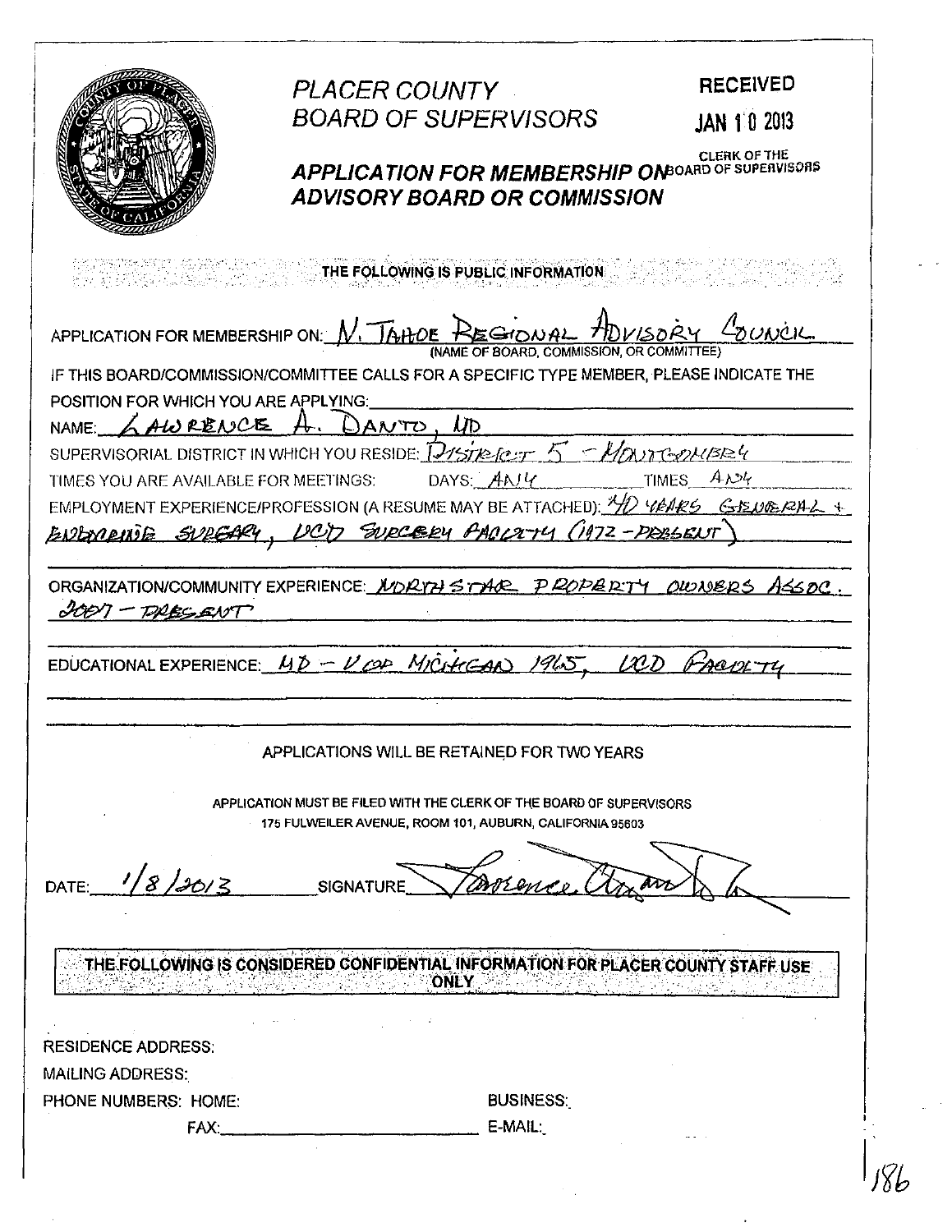# PLACER COUNTY
# BOARD OF SUPERVISORS

**RECEIVED**
**JAN 10 2013**
CLERK OF THE BOARD OF SUPERVISORS

## *APPLICATION FOR MEMBERSHIP ON ADVISORY BOARD OR COMMISSION*

**THE FOLLOWING IS PUBLIC INFORMATION**

APPLICATION FOR MEMBERSHIP ON: N. TAHOE REGIONAL ADVISORY COUNCIL
(NAME OF BOARD, COMMISSION, OR COMMITTEE)

IF THIS BOARD/COMMISSION/COMMITTEE CALLS FOR A SPECIFIC TYPE MEMBER, PLEASE INDICATE THE POSITION FOR WHICH YOU ARE APPLYING:

NAME: LAWRENCE A. DANTO, MD

SUPERVISORIAL DISTRICT IN WHICH YOU RESIDE: DISTRICT 5 - MONTGOMERY

TIMES YOU ARE AVAILABLE FOR MEETINGS: DAYS: ANY TIMES ANY

EMPLOYMENT EXPERIENCE/PROFESSION (A RESUME MAY BE ATTACHED): 40 YEARS GENERAL + ENDOCRINE SURGERY, UCD SURGERY FACULTY (1972 - PRESENT)

ORGANIZATION/COMMUNITY EXPERIENCE: NORTHSTAR PROPERTY OWNERS ASSOC. 2007 - PRESENT

EDUCATIONAL EXPERIENCE: MD - U OF MICHIGAN 1965, UCD FACULTY

APPLICATIONS WILL BE RETAINED FOR TWO YEARS

APPLICATION MUST BE FILED WITH THE CLERK OF THE BOARD OF SUPERVISORS
175 FULWEILER AVENUE, ROOM 101, AUBURN, CALIFORNIA 95603

DATE: 1/8/2013 SIGNATURE: Lawrence Danto

**THE FOLLOWING IS CONSIDERED CONFIDENTIAL INFORMATION FOR PLACER COUNTY STAFF USE ONLY**

RESIDENCE ADDRESS:

MAILING ADDRESS:

PHONE NUMBERS: HOME: BUSINESS:

FAX: E-MAIL: